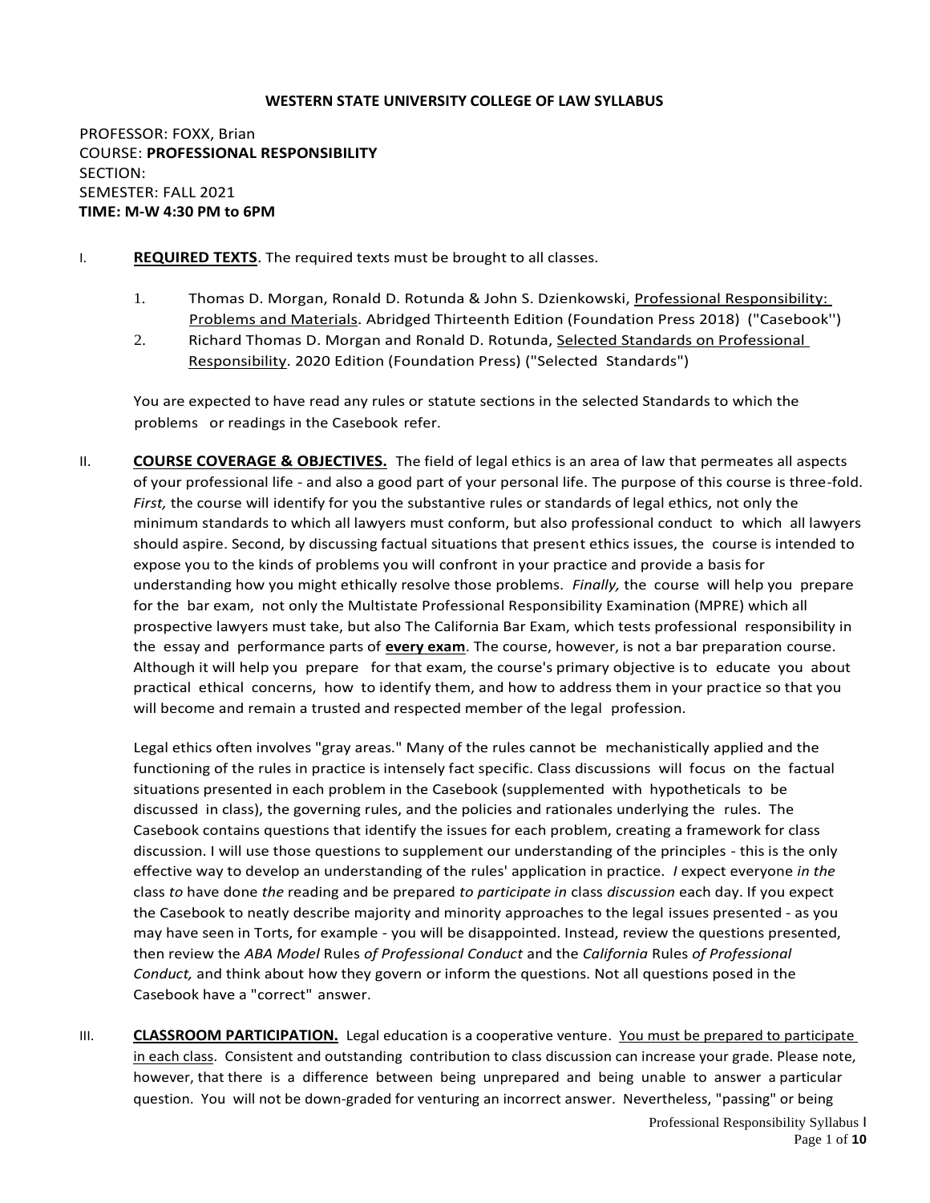**WESTERN STATE UNIVERSITY COLLEGE OF LAW SYLLABUS**

PROFESSOR: FOXX, Brian
COURSE: **PROFESSIONAL RESPONSIBILITY**
SECTION:
SEMESTER: FALL 2021
**TIME: M-W 4:30 PM to 6PM**

I. **REQUIRED TEXTS**. The required texts must be brought to all classes.

1. Thomas D. Morgan, Ronald D. Rotunda & John S. Dzienkowski, Professional Responsibility: Problems and Materials. Abridged Thirteenth Edition (Foundation Press 2018) ("Casebook'')
2. Richard Thomas D. Morgan and Ronald D. Rotunda, Selected Standards on Professional Responsibility. 2020 Edition (Foundation Press) ("Selected Standards")

You are expected to have read any rules or statute sections in the selected Standards to which the problems or readings in the Casebook refer.

II. **COURSE COVERAGE & OBJECTIVES.** The field of legal ethics is an area of law that permeates all aspects of your professional life - and also a good part of your personal life. The purpose of this course is three-fold. *First,* the course will identify for you the substantive rules or standards of legal ethics, not only the minimum standards to which all lawyers must conform, but also professional conduct to which all lawyers should aspire. Second, by discussing factual situations that present ethics issues, the course is intended to expose you to the kinds of problems you will confront in your practice and provide a basis for understanding how you might ethically resolve those problems. *Finally,* the course will help you prepare for the bar exam, not only the Multistate Professional Responsibility Examination (MPRE) which all prospective lawyers must take, but also The California Bar Exam, which tests professional responsibility in the essay and performance parts of **every exam**. The course, however, is not a bar preparation course. Although it will help you prepare for that exam, the course's primary objective is to educate you about practical ethical concerns, how to identify them, and how to address them in your practice so that you will become and remain a trusted and respected member of the legal profession.

Legal ethics often involves "gray areas." Many of the rules cannot be mechanistically applied and the functioning of the rules in practice is intensely fact specific. Class discussions will focus on the factual situations presented in each problem in the Casebook (supplemented with hypotheticals to be discussed in class), the governing rules, and the policies and rationales underlying the rules. The Casebook contains questions that identify the issues for each problem, creating a framework for class discussion. I will use those questions to supplement our understanding of the principles - this is the only effective way to develop an understanding of the rules' application in practice. *I* expect everyone *in the* class *to* have done *the* reading and be prepared *to participate in* class *discussion* each day. If you expect the Casebook to neatly describe majority and minority approaches to the legal issues presented - as you may have seen in Torts, for example - you will be disappointed. Instead, review the questions presented, then review the *ABA Model* Rules *of Professional Conduct* and the *California* Rules *of Professional Conduct,* and think about how they govern or inform the questions. Not all questions posed in the Casebook have a "correct" answer.

III. **CLASSROOM PARTICIPATION.** Legal education is a cooperative venture. You must be prepared to participate in each class. Consistent and outstanding contribution to class discussion can increase your grade. Please note, however, that there is a difference between being unprepared and being unable to answer a particular question. You will not be down-graded for venturing an incorrect answer. Nevertheless, "passing" or being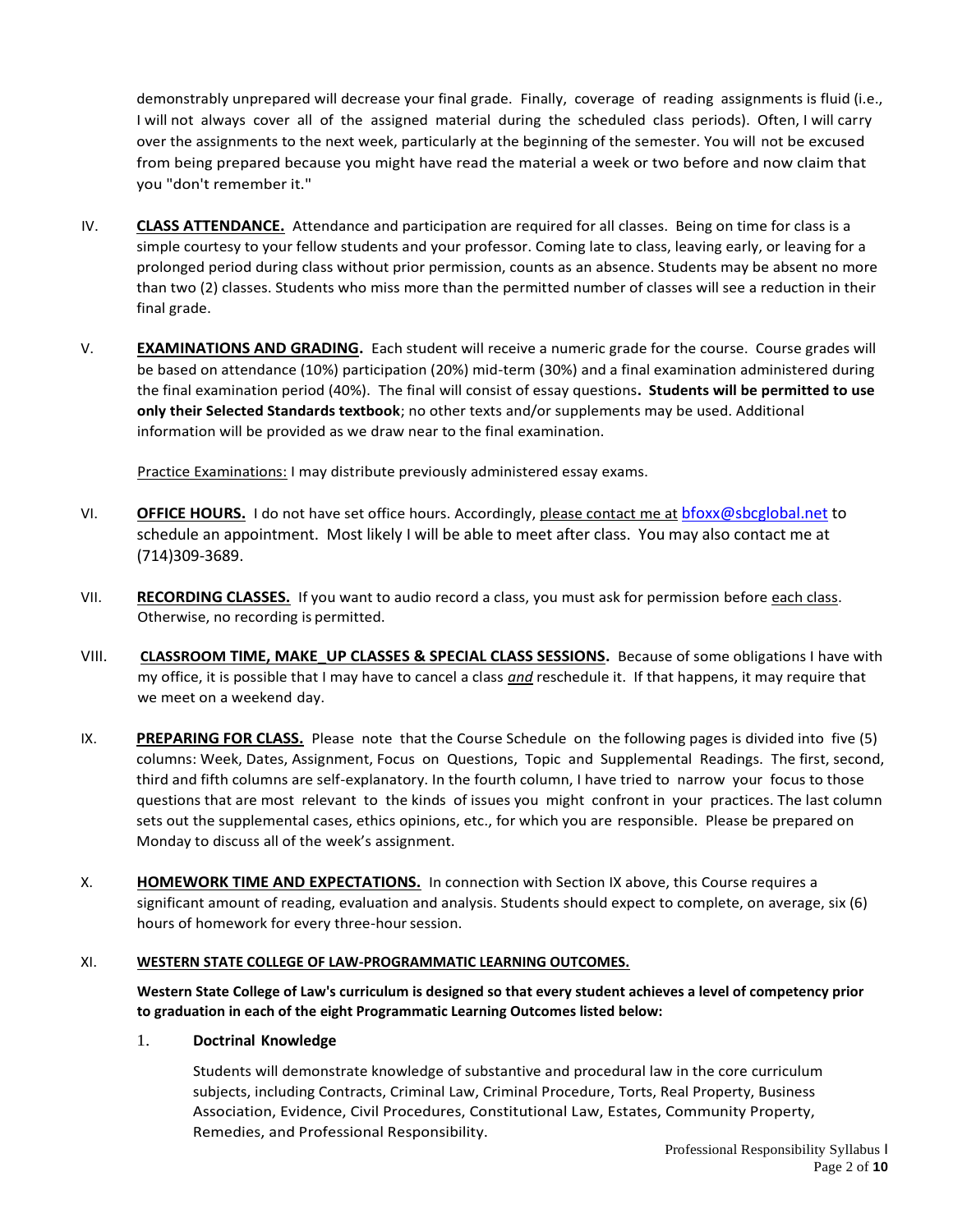demonstrably unprepared will decrease your final grade. Finally, coverage of reading assignments is fluid (i.e., I will not always cover all of the assigned material during the scheduled class periods). Often, I will carry over the assignments to the next week, particularly at the beginning of the semester. You will not be excused from being prepared because you might have read the material a week or two before and now claim that you "don't remember it."

IV. **CLASS ATTENDANCE.** Attendance and participation are required for all classes. Being on time for class is a simple courtesy to your fellow students and your professor. Coming late to class, leaving early, or leaving for a prolonged period during class without prior permission, counts as an absence. Students may be absent no more than two (2) classes. Students who miss more than the permitted number of classes will see a reduction in their final grade.

V. **EXAMINATIONS AND GRADING.** Each student will receive a numeric grade for the course. Course grades will be based on attendance (10%) participation (20%) mid-term (30%) and a final examination administered during the final examination period (40%). The final will consist of essay questions**. Students will be permitted to use only their Selected Standards textbook**; no other texts and/or supplements may be used. Additional information will be provided as we draw near to the final examination.

Practice Examinations: I may distribute previously administered essay exams.

VI. **OFFICE HOURS.** I do not have set office hours. Accordingly, please contact me at bfoxx@sbcglobal.net to schedule an appointment. Most likely I will be able to meet after class. You may also contact me at (714)309-3689.

VII. **RECORDING CLASSES.** If you want to audio record a class, you must ask for permission before each class. Otherwise, no recording is permitted.

VIII. **CLASSROOM TIME, MAKE_UP CLASSES & SPECIAL CLASS SESSIONS.** Because of some obligations I have with my office, it is possible that I may have to cancel a class *and* reschedule it. If that happens, it may require that we meet on a weekend day.

IX. **PREPARING FOR CLASS.** Please note that the Course Schedule on the following pages is divided into five (5) columns: Week, Dates, Assignment, Focus on Questions, Topic and Supplemental Readings. The first, second, third and fifth columns are self-explanatory. In the fourth column, I have tried to narrow your focus to those questions that are most relevant to the kinds of issues you might confront in your practices. The last column sets out the supplemental cases, ethics opinions, etc., for which you are responsible. Please be prepared on Monday to discuss all of the week's assignment.

X. **HOMEWORK TIME AND EXPECTATIONS.** In connection with Section IX above, this Course requires a significant amount of reading, evaluation and analysis. Students should expect to complete, on average, six (6) hours of homework for every three-hour session.

XI. **WESTERN STATE COLLEGE OF LAW-PROGRAMMATIC LEARNING OUTCOMES.**

**Western State College of Law's curriculum is designed so that every student achieves a level of competency prior to graduation in each of the eight Programmatic Learning Outcomes listed below:**

1. **Doctrinal Knowledge**

   Students will demonstrate knowledge of substantive and procedural law in the core curriculum subjects, including Contracts, Criminal Law, Criminal Procedure, Torts, Real Property, Business Association, Evidence, Civil Procedures, Constitutional Law, Estates, Community Property, Remedies, and Professional Responsibility.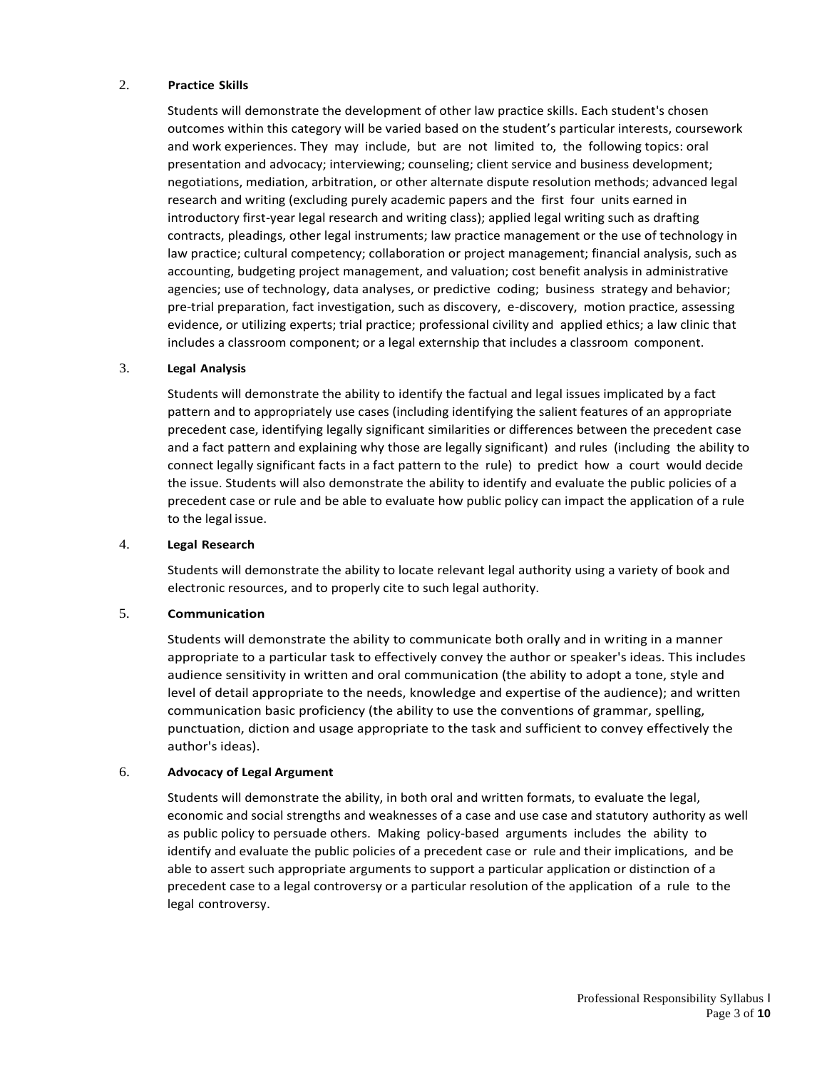2. **Practice Skills**

Students will demonstrate the development of other law practice skills. Each student's chosen outcomes within this category will be varied based on the student's particular interests, coursework and work experiences. They may include, but are not limited to, the following topics: oral presentation and advocacy; interviewing; counseling; client service and business development; negotiations, mediation, arbitration, or other alternate dispute resolution methods; advanced legal research and writing (excluding purely academic papers and the first four units earned in introductory first-year legal research and writing class); applied legal writing such as drafting contracts, pleadings, other legal instruments; law practice management or the use of technology in law practice; cultural competency; collaboration or project management; financial analysis, such as accounting, budgeting project management, and valuation; cost benefit analysis in administrative agencies; use of technology, data analyses, or predictive coding; business strategy and behavior; pre-trial preparation, fact investigation, such as discovery, e-discovery, motion practice, assessing evidence, or utilizing experts; trial practice; professional civility and applied ethics; a law clinic that includes a classroom component; or a legal externship that includes a classroom component.

3. **Legal Analysis**

Students will demonstrate the ability to identify the factual and legal issues implicated by a fact pattern and to appropriately use cases (including identifying the salient features of an appropriate precedent case, identifying legally significant similarities or differences between the precedent case and a fact pattern and explaining why those are legally significant) and rules (including the ability to connect legally significant facts in a fact pattern to the rule) to predict how a court would decide the issue. Students will also demonstrate the ability to identify and evaluate the public policies of a precedent case or rule and be able to evaluate how public policy can impact the application of a rule to the legal issue.

4. **Legal Research**

Students will demonstrate the ability to locate relevant legal authority using a variety of book and electronic resources, and to properly cite to such legal authority.

5. **Communication**

Students will demonstrate the ability to communicate both orally and in writing in a manner appropriate to a particular task to effectively convey the author or speaker's ideas. This includes audience sensitivity in written and oral communication (the ability to adopt a tone, style and level of detail appropriate to the needs, knowledge and expertise of the audience); and written communication basic proficiency (the ability to use the conventions of grammar, spelling, punctuation, diction and usage appropriate to the task and sufficient to convey effectively the author's ideas).

6. **Advocacy of Legal Argument**

Students will demonstrate the ability, in both oral and written formats, to evaluate the legal, economic and social strengths and weaknesses of a case and use case and statutory authority as well as public policy to persuade others. Making policy-based arguments includes the ability to identify and evaluate the public policies of a precedent case or rule and their implications, and be able to assert such appropriate arguments to support a particular application or distinction of a precedent case to a legal controversy or a particular resolution of the application of a rule to the legal controversy.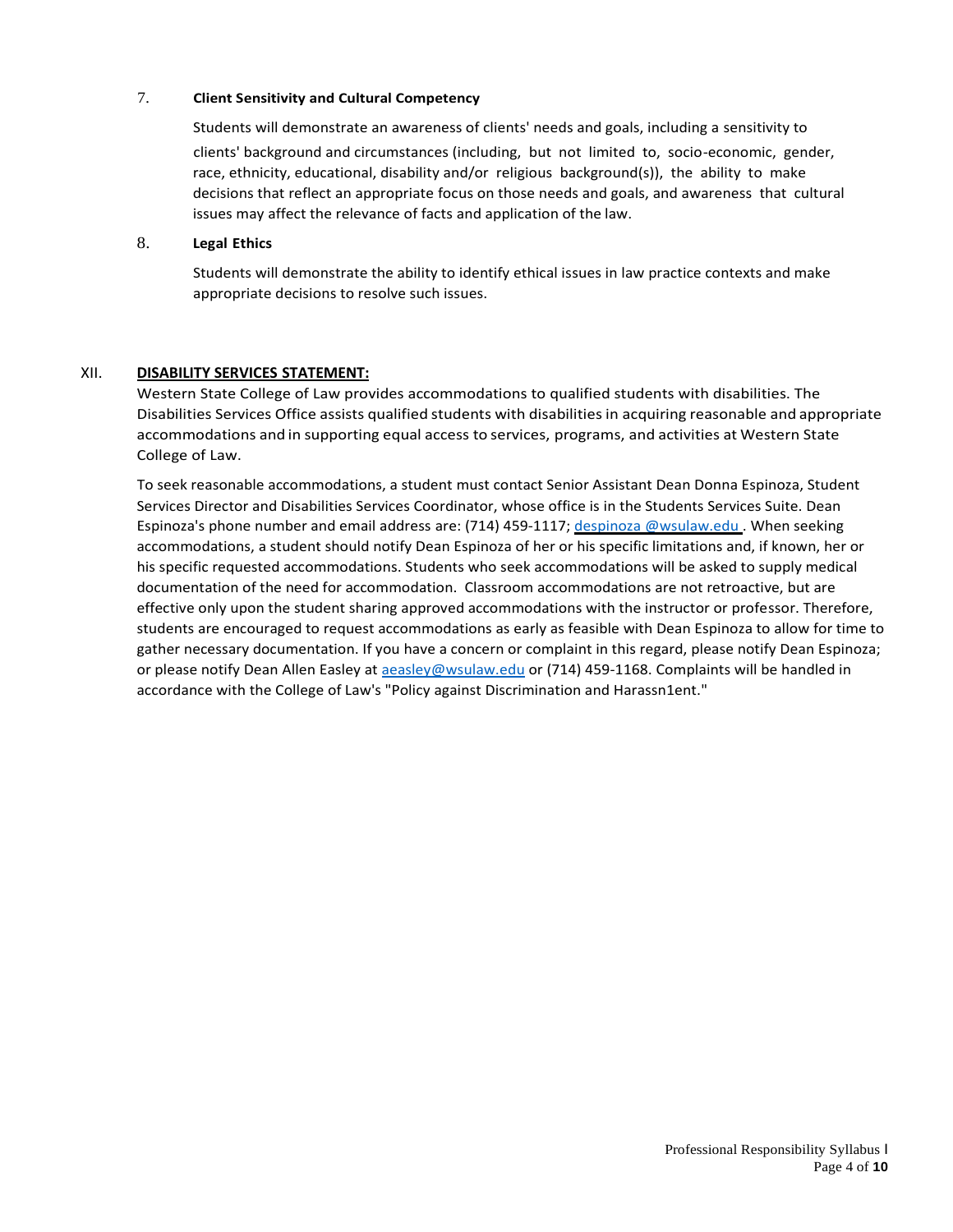7. **Client Sensitivity and Cultural Competency**

   Students will demonstrate an awareness of clients' needs and goals, including a sensitivity to clients' background and circumstances (including, but not limited to, socio-economic, gender, race, ethnicity, educational, disability and/or religious background(s)), the ability to make decisions that reflect an appropriate focus on those needs and goals, and awareness that cultural issues may affect the relevance of facts and application of the law.

8. **Legal Ethics**

   Students will demonstrate the ability to identify ethical issues in law practice contexts and make appropriate decisions to resolve such issues.

## XII. DISABILITY SERVICES STATEMENT:

Western State College of Law provides accommodations to qualified students with disabilities. The Disabilities Services Office assists qualified students with disabilities in acquiring reasonable and appropriate accommodations and in supporting equal access to services, programs, and activities at Western State College of Law.

To seek reasonable accommodations, a student must contact Senior Assistant Dean Donna Espinoza, Student Services Director and Disabilities Services Coordinator, whose office is in the Students Services Suite. Dean Espinoza's phone number and email address are: (714) 459-1117; despinoza @wsulaw.edu . When seeking accommodations, a student should notify Dean Espinoza of her or his specific limitations and, if known, her or his specific requested accommodations. Students who seek accommodations will be asked to supply medical documentation of the need for accommodation. Classroom accommodations are not retroactive, but are effective only upon the student sharing approved accommodations with the instructor or professor. Therefore, students are encouraged to request accommodations as early as feasible with Dean Espinoza to allow for time to gather necessary documentation. If you have a concern or complaint in this regard, please notify Dean Espinoza; or please notify Dean Allen Easley at aeasley@wsulaw.edu or (714) 459-1168. Complaints will be handled in accordance with the College of Law's "Policy against Discrimination and Harassn1ent."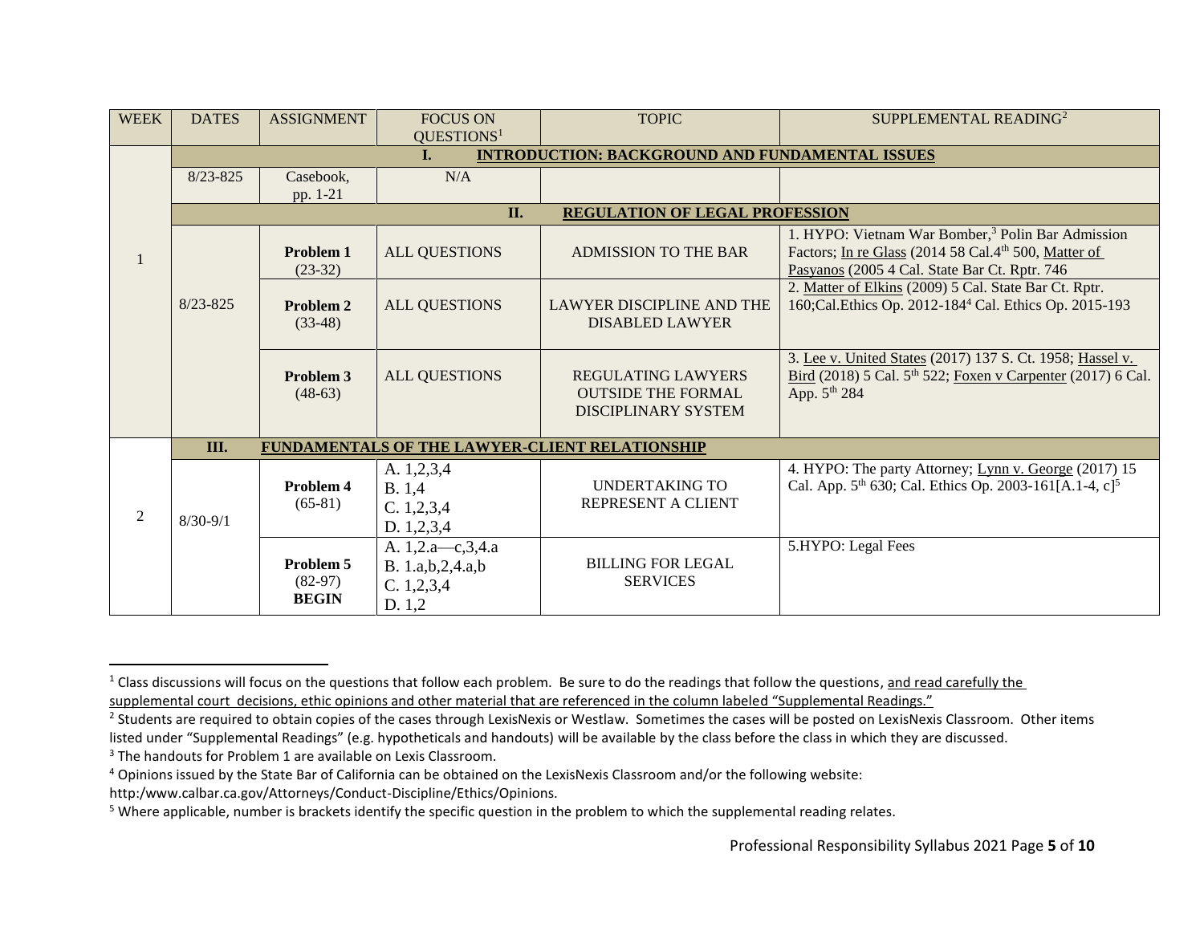| WEEK | DATES | ASSIGNMENT | FOCUS ON QUESTIONS[1] | TOPIC | SUPPLEMENTAL READING[2] |
|---|---|---|---|---|---|
| | **I. INTRODUCTION: BACKGROUND AND FUNDAMENTAL ISSUES** | | | | |
| | 8/23-825 | Casebook, pp. 1-21 | N/A | | |
| | **II. REGULATION OF LEGAL PROFESSION** | | | | |
| 1 | 8/23-825 | **Problem 1** (23-32) | ALL QUESTIONS | ADMISSION TO THE BAR | 1. HYPO: Vietnam War Bomber,[3] Polin Bar Admission Factors; In re Glass (2014 58 Cal.4th 500, Matter of Pasyanos (2005 4 Cal. State Bar Ct. Rptr. 746 |
| | | **Problem 2** (33-48) | ALL QUESTIONS | LAWYER DISCIPLINE AND THE DISABLED LAWYER | 2. Matter of Elkins (2009) 5 Cal. State Bar Ct. Rptr. 160;Cal.Ethics Op. 2012-184[4] Cal. Ethics Op. 2015-193 |
| | | **Problem 3** (48-63) | ALL QUESTIONS | REGULATING LAWYERS OUTSIDE THE FORMAL DISCIPLINARY SYSTEM | 3. Lee v. United States (2017) 137 S. Ct. 1958; Hassel v. Bird (2018) 5 Cal. 5th 522; Foxen v Carpenter (2017) 6 Cal. App. 5th 284 |
| | **III. FUNDAMENTALS OF THE LAWYER-CLIENT RELATIONSHIP** | | | | |
| 2 | 8/30-9/1 | **Problem 4** (65-81) | A. 1,2,3,4<br>B. 1,4<br>C. 1,2,3,4<br>D. 1,2,3,4 | UNDERTAKING TO REPRESENT A CLIENT | 4. HYPO: The party Attorney; Lynn v. George (2017) 15 Cal. App. 5th 630; Cal. Ethics Op. 2003-161[A.1-4, c][5] |
| | | **Problem 5** (82-97) **BEGIN** | A. 1,2.a—c,3,4.a<br>B. 1.a,b,2,4.a,b<br>C. 1,2,3,4<br>D. 1,2 | BILLING FOR LEGAL SERVICES | 5.HYPO: Legal Fees |

[1] Class discussions will focus on the questions that follow each problem. Be sure to do the readings that follow the questions, and read carefully the supplemental court decisions, ethic opinions and other material that are referenced in the column labeled "Supplemental Readings."

[2] Students are required to obtain copies of the cases through LexisNexis or Westlaw. Sometimes the cases will be posted on LexisNexis Classroom. Other items listed under "Supplemental Readings" (e.g. hypotheticals and handouts) will be available by the class before the class in which they are discussed.

[3] The handouts for Problem 1 are available on Lexis Classroom.

[4] Opinions issued by the State Bar of California can be obtained on the LexisNexis Classroom and/or the following website: http:/www.calbar.ca.gov/Attorneys/Conduct-Discipline/Ethics/Opinions.

[5] Where applicable, number is brackets identify the specific question in the problem to which the supplemental reading relates.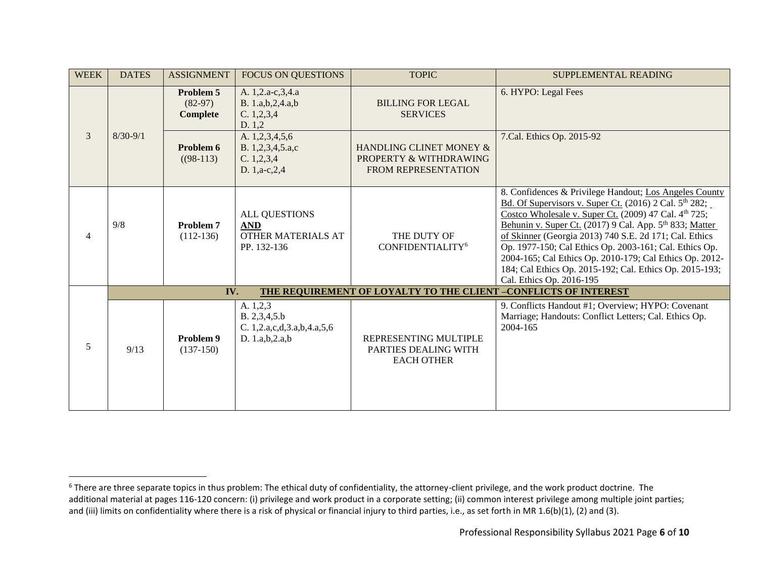| WEEK | DATES | ASSIGNMENT | FOCUS ON QUESTIONS | TOPIC | SUPPLEMENTAL READING |
|---|---|---|---|---|---|
| 3 | 8/30-9/1 | **Problem 5** (82-97) **Complete** | A. 1,2.a-c,3,4.a<br>B. 1.a,b,2,4.a,b<br>C. 1,2,3,4<br>D. 1,2 | BILLING FOR LEGAL SERVICES | 6. HYPO: Legal Fees |
| | | **Problem 6** ((98-113) | A. 1,2,3,4,5,6<br>B. 1,2,3,4,5.a,c<br>C. 1,2,3,4<br>D. 1,a-c,2,4 | HANDLING CLINET MONEY & PROPERTY & WITHDRAWING FROM REPRESENTATION | 7.Cal. Ethics Op. 2015-92 |
| 4 | 9/8 | **Problem 7** (112-136) | ALL QUESTIONS **AND** OTHER MATERIALS AT PP. 132-136 | THE DUTY OF CONFIDENTIALITY[6] | 8. Confidences & Privilege Handout; Los Angeles County Bd. Of Supervisors v. Super Ct. (2016) 2 Cal. 5th 282; Costco Wholesale v. Super Ct. (2009) 47 Cal. 4th 725; Behunin v. Super Ct. (2017) 9 Cal. App. 5th 833; Matter of Skinner (Georgia 2013) 740 S.E. 2d 171; Cal. Ethics Op. 1977-150; Cal Ethics Op. 2003-161; Cal. Ethics Op. 2004-165; Cal Ethics Op. 2010-179; Cal Ethics Op. 2012-184; Cal Ethics Op. 2015-192; Cal. Ethics Op. 2015-193; Cal. Ethics Op. 2016-195 |
| | **IV. THE REQUIREMENT OF LOYALTY TO THE CLIENT –CONFLICTS OF INTEREST** | | | | |
| 5 | 9/13 | **Problem 9** (137-150) | A. 1,2,3<br>B. 2,3,4,5.b<br>C. 1,2.a,c,d,3.a,b,4.a,5,6<br>D. 1.a,b,2.a,b | REPRESENTING MULTIPLE PARTIES DEALING WITH EACH OTHER | 9. Conflicts Handout #1; Overview; HYPO: Covenant Marriage; Handouts: Conflict Letters; Cal. Ethics Op. 2004-165 |

[6] There are three separate topics in thus problem: The ethical duty of confidentiality, the attorney-client privilege, and the work product doctrine. The additional material at pages 116-120 concern: (i) privilege and work product in a corporate setting; (ii) common interest privilege among multiple joint parties; and (iii) limits on confidentiality where there is a risk of physical or financial injury to third parties, i.e., as set forth in MR 1.6(b)(1), (2) and (3).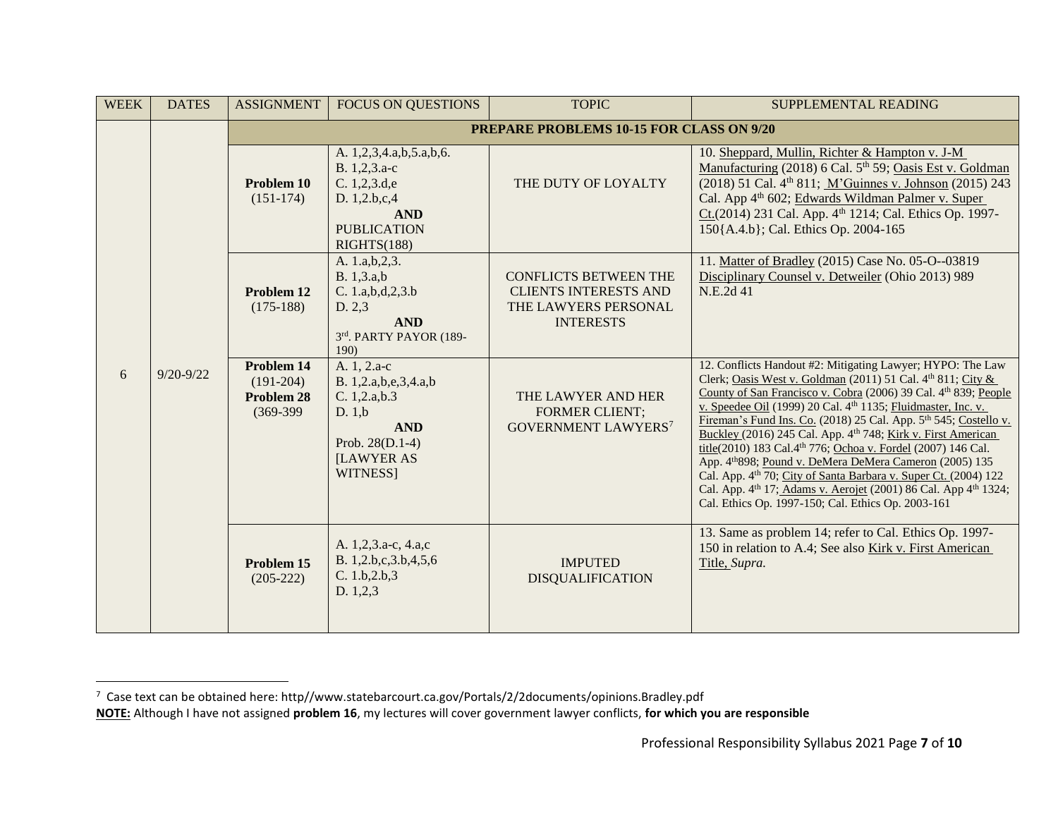| WEEK | DATES | ASSIGNMENT | FOCUS ON QUESTIONS | TOPIC | SUPPLEMENTAL READING |
|---|---|---|---|---|---|
| 6 | 9/20-9/22 | **PREPARE PROBLEMS 10-15 FOR CLASS ON 9/20** | | | |
| | | **Problem 10** (151-174) | A. 1,2,3,4.a,b,5.a,b,6. B. 1,2,3.a-c C. 1,2,3.d,e D. 1,2.b,c,4 **AND** PUBLICATION RIGHTS(188) | THE DUTY OF LOYALTY | 10. Sheppard, Mullin, Richter & Hampton v. J-M Manufacturing (2018) 6 Cal. 5th 59; Oasis Est v. Goldman (2018) 51 Cal. 4th 811; M'Guinnes v. Johnson (2015) 243 Cal. App 4th 602; Edwards Wildman Palmer v. Super Ct.(2014) 231 Cal. App. 4th 1214; Cal. Ethics Op. 1997-150{A.4.b}; Cal. Ethics Op. 2004-165 |
| | | **Problem 12** (175-188) | A. 1.a,b,2,3. B. 1,3.a,b C. 1.a,b,d,2,3.b D. 2,3 **AND** 3rd. PARTY PAYOR (189-190) | CONFLICTS BETWEEN THE CLIENTS INTERESTS AND THE LAWYERS PERSONAL INTERESTS | 11. Matter of Bradley (2015) Case No. 05-O--03819 Disciplinary Counsel v. Detweiler (Ohio 2013) 989 N.E.2d 41 |
| | | **Problem 14** (191-204) **Problem 28** (369-399 | A. 1, 2.a-c B. 1,2.a,b,e,3,4.a,b C. 1,2.a,b.3 D. 1,b **AND** Prob. 28(D.1-4) [LAWYER AS WITNESS] | THE LAWYER AND HER FORMER CLIENT; GOVERNMENT LAWYERS[7] | 12. Conflicts Handout #2: Mitigating Lawyer; HYPO: The Law Clerk; Oasis West v. Goldman (2011) 51 Cal. 4th 811; City & County of San Francisco v. Cobra (2006) 39 Cal. 4th 839; People v. Speedee Oil (1999) 20 Cal. 4th 1135; Fluidmaster, Inc. v. Fireman's Fund Ins. Co. (2018) 25 Cal. App. 5th 545; Costello v. Buckley (2016) 245 Cal. App. 4th 748; Kirk v. First American title(2010) 183 Cal.4th 776; Ochoa v. Fordel (2007) 146 Cal. App. 4th898; Pound v. DeMera DeMera Cameron (2005) 135 Cal. App. 4th 70; City of Santa Barbara v. Super Ct. (2004) 122 Cal. App. 4th 17; Adams v. Aerojet (2001) 86 Cal. App 4th 1324; Cal. Ethics Op. 1997-150; Cal. Ethics Op. 2003-161 |
| | | **Problem 15** (205-222) | A. 1,2,3.a-c, 4.a,c B. 1,2.b,c,3.b,4,5,6 C. 1.b,2.b,3 D. 1,2,3 | IMPUTED DISQUALIFICATION | 13. Same as problem 14; refer to Cal. Ethics Op. 1997-150 in relation to A.4; See also Kirk v. First American Title, *Supra.* |

[7] Case text can be obtained here: http//www.statebarcourt.ca.gov/Portals/2/2documents/opinions.Bradley.pdf

**NOTE:** Although I have not assigned **problem 16**, my lectures will cover government lawyer conflicts, **for which you are responsible**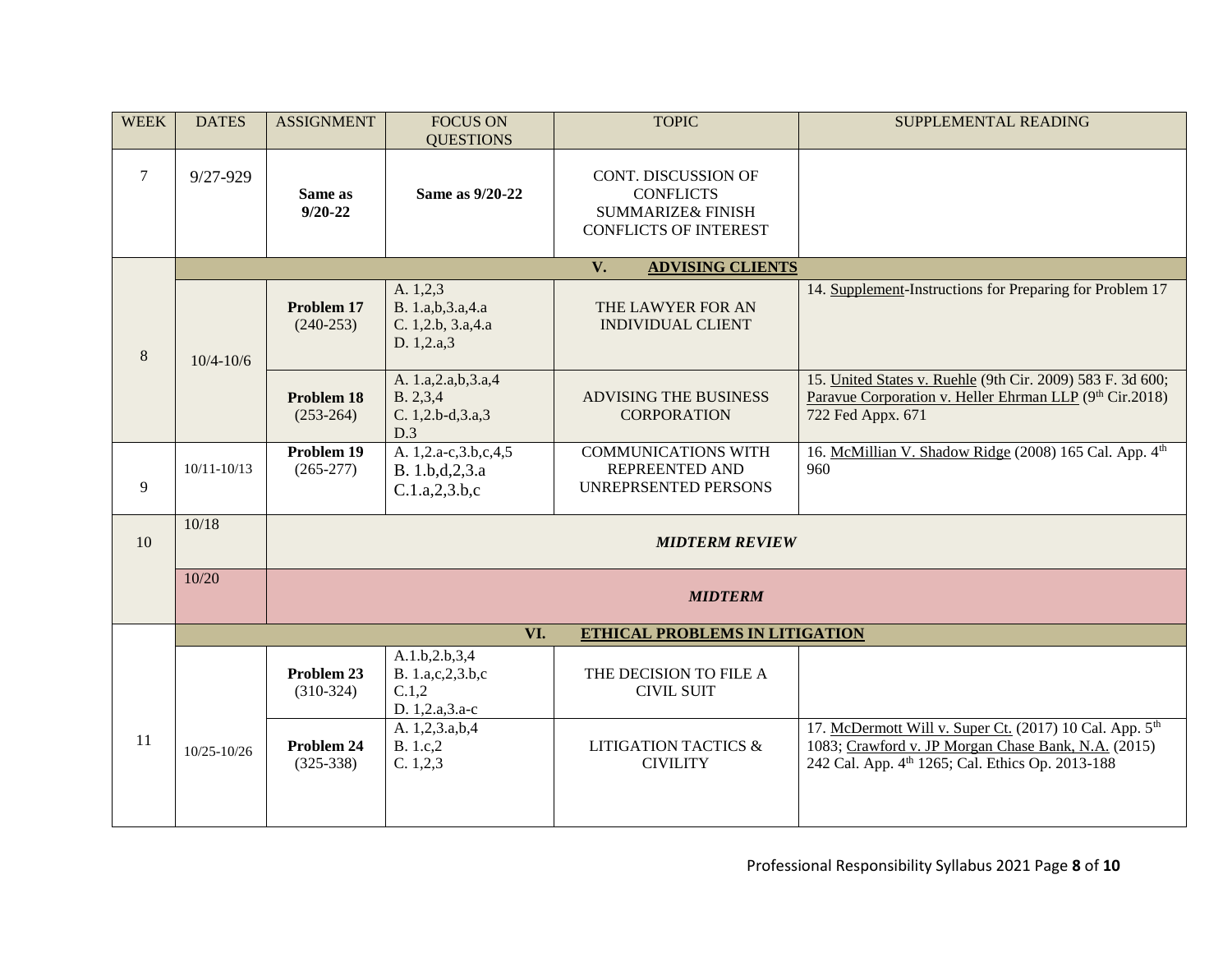| WEEK | DATES | ASSIGNMENT | FOCUS ON QUESTIONS | TOPIC | SUPPLEMENTAL READING |
|---|---|---|---|---|---|
| 7 | 9/27-929 | **Same as 9/20-22** | **Same as 9/20-22** | CONT. DISCUSSION OF CONFLICTS SUMMARIZE& FINISH CONFLICTS OF INTEREST | |
| | | | | **V. ADVISING CLIENTS** | |
| 8 | 10/4-10/6 | **Problem 17** (240-253) | A. 1,2,3<br>B. 1.a,b,3.a,4.a<br>C. 1,2.b, 3.a,4.a<br>D. 1,2.a,3 | THE LAWYER FOR AN INDIVIDUAL CLIENT | 14. Supplement-Instructions for Preparing for Problem 17 |
| | | **Problem 18** (253-264) | A. 1.a,2.a,b,3.a,4<br>B. 2,3,4<br>C. 1,2.b-d,3.a,3<br>D.3 | ADVISING THE BUSINESS CORPORATION | 15. United States v. Ruehle (9th Cir. 2009) 583 F. 3d 600; Paravue Corporation v. Heller Ehrman LLP (9th Cir.2018) 722 Fed Appx. 671 |
| 9 | 10/11-10/13 | **Problem 19** (265-277) | A. 1,2.a-c,3.b,c,4,5<br>B. 1.b,d,2,3.a<br>C.1.a,2,3.b,c | COMMUNICATIONS WITH REPREENTED AND UNREPRSENTED PERSONS | 16. McMillian V. Shadow Ridge (2008) 165 Cal. App. 4th 960 |
| 10 | 10/18 | | | ***MIDTERM REVIEW*** | |
| | 10/20 | | | ***MIDTERM*** | |
| | | | | **VI. ETHICAL PROBLEMS IN LITIGATION** | |
| 11 | 10/25-10/26 | **Problem 23** (310-324) | A.1.b,2.b,3,4<br>B. 1.a,c,2,3.b,c<br>C.1,2<br>D. 1,2.a,3.a-c | THE DECISION TO FILE A CIVIL SUIT | |
| | | **Problem 24** (325-338) | A. 1,2,3.a,b,4<br>B. 1.c,2<br>C. 1,2,3 | LITIGATION TACTICS & CIVILITY | 17. McDermott Will v. Super Ct. (2017) 10 Cal. App. 5th 1083; Crawford v. JP Morgan Chase Bank, N.A. (2015) 242 Cal. App. 4th 1265; Cal. Ethics Op. 2013-188 |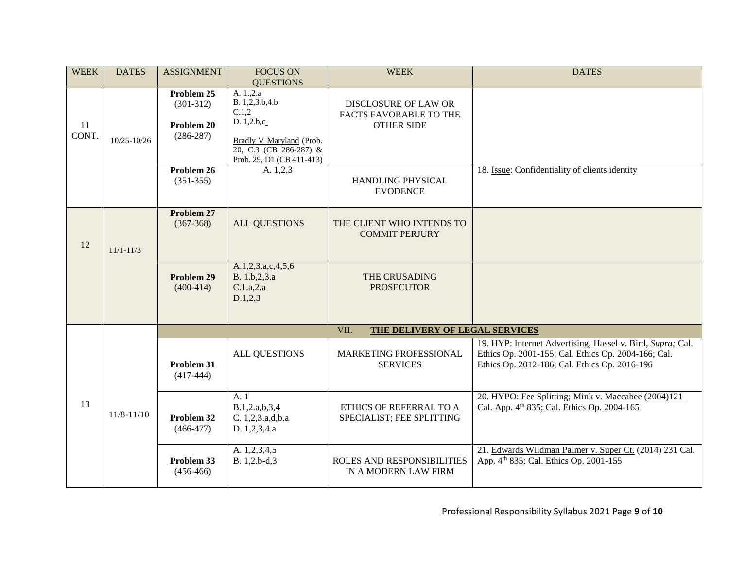| WEEK | DATES | ASSIGNMENT | FOCUS ON QUESTIONS | WEEK | DATES |
|---|---|---|---|---|---|
| 11 CONT. | 10/25-10/26 | **Problem 25** (301-312)<br><br>**Problem 20** (286-287) | A. 1.,2.a<br>B. 1,2,3.b,4.b<br>C.1,2<br>D. 1,2.b,c<br><br>Bradly V Maryland (Prob. 20, C.3 (CB 286-287) & Prob. 29, D1 (CB 411-413) | DISCLOSURE OF LAW OR FACTS FAVORABLE TO THE OTHER SIDE | |
| | | **Problem 26** (351-355) | A. 1,2,3 | HANDLING PHYSICAL EVODENCE | 18. Issue: Confidentiality of clients identity |
| 12 | 11/1-11/3 | **Problem 27** (367-368) | ALL QUESTIONS | THE CLIENT WHO INTENDS TO COMMIT PERJURY | |
| | | **Problem 29** (400-414) | A.1,2,3.a,c,4,5,6<br>B. 1.b,2,3.a<br>C.1.a,2.a<br>D.1,2,3 | THE CRUSADING PROSECUTOR | |
| 13 | 11/8-11/10 | | | VII. **THE DELIVERY OF LEGAL SERVICES** | |
| | | **Problem 31** (417-444) | ALL QUESTIONS | MARKETING PROFESSIONAL SERVICES | 19. HYP: Internet Advertising, Hassel v. Bird, *Supra;* Cal. Ethics Op. 2001-155; Cal. Ethics Op. 2004-166; Cal. Ethics Op. 2012-186; Cal. Ethics Op. 2016-196 |
| | | **Problem 32** (466-477) | A. 1<br>B.1,2.a,b,3,4<br>C. 1,2,3.a,d,b.a<br>D. 1,2,3,4.a | ETHICS OF REFERRAL TO A SPECIALIST; FEE SPLITTING | 20. HYPO: Fee Splitting; Mink v. Maccabee (2004)121 Cal. App. 4th 835; Cal. Ethics Op. 2004-165 |
| | | **Problem 33** (456-466) | A. 1,2,3,4,5<br>B. 1,2.b-d,3 | ROLES AND RESPONSIBILITIES IN A MODERN LAW FIRM | 21. Edwards Wildman Palmer v. Super Ct. (2014) 231 Cal. App. 4th 835; Cal. Ethics Op. 2001-155 |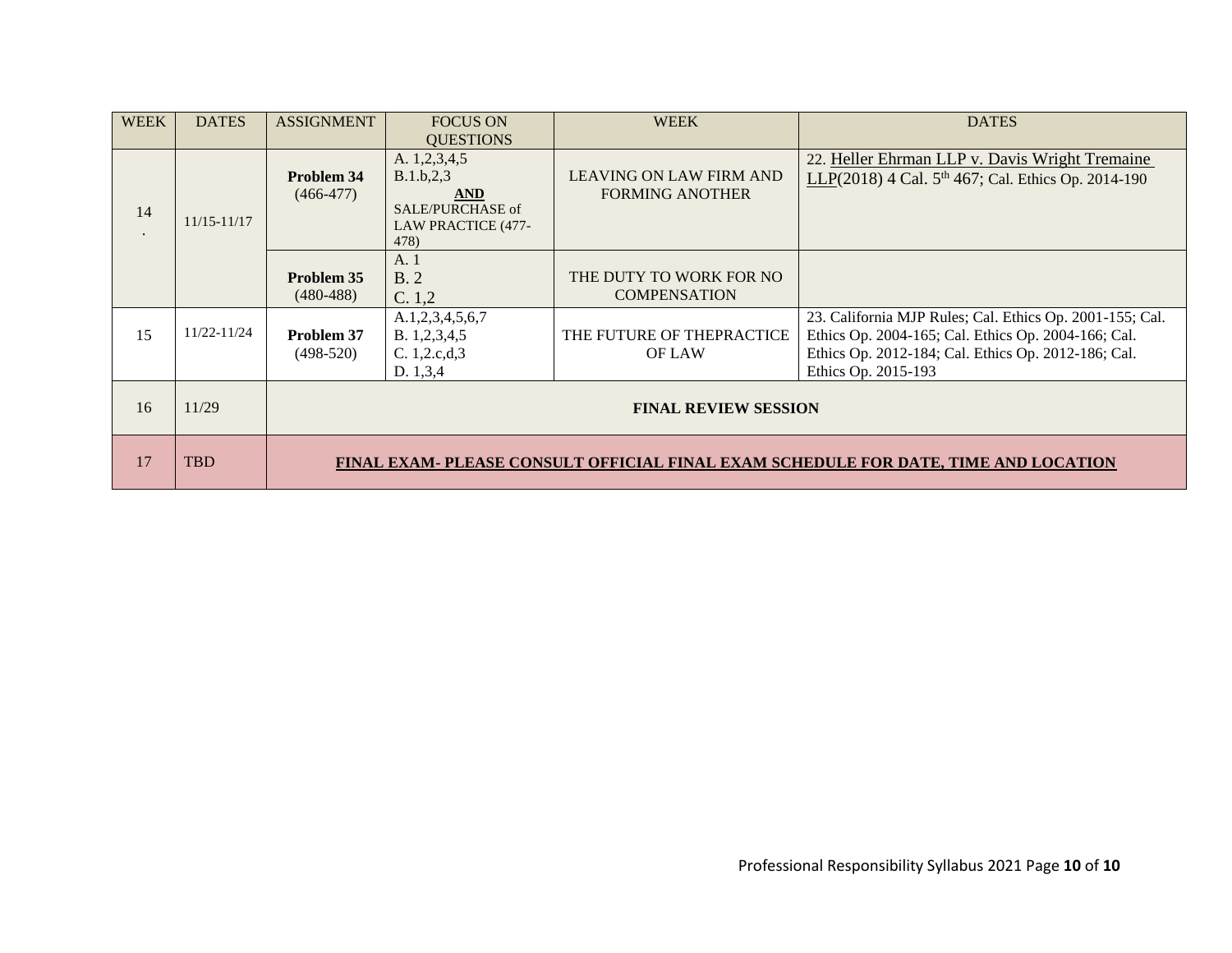| WEEK | DATES | ASSIGNMENT | FOCUS ON QUESTIONS | WEEK | DATES |
|---|---|---|---|---|---|
| 14. | 11/15-11/17 | **Problem 34** (466-477) | A. 1,2,3,4,5<br>B.1.b,2,3<br>**AND**<br>SALE/PURCHASE of LAW PRACTICE (477-478) | LEAVING ON LAW FIRM AND FORMING ANOTHER | 22. Heller Ehrman LLP v. Davis Wright Tremaine LLP(2018) 4 Cal. 5th 467; Cal. Ethics Op. 2014-190 |
| | | **Problem 35** (480-488) | A. 1<br>B. 2<br>C. 1,2 | THE DUTY TO WORK FOR NO COMPENSATION | |
| 15 | 11/22-11/24 | **Problem 37** (498-520) | A.1,2,3,4,5,6,7<br>B. 1,2,3,4,5<br>C. 1,2.c,d,3<br>D. 1,3,4 | THE FUTURE OF THEPRACTICE OF LAW | 23. California MJP Rules; Cal. Ethics Op. 2001-155; Cal. Ethics Op. 2004-165; Cal. Ethics Op. 2004-166; Cal. Ethics Op. 2012-184; Cal. Ethics Op. 2012-186; Cal. Ethics Op. 2015-193 |
| 16 | 11/29 | **FINAL REVIEW SESSION** | | | |
| 17 | TBD | **FINAL EXAM- PLEASE CONSULT OFFICIAL FINAL EXAM SCHEDULE FOR DATE, TIME AND LOCATION** | | | |